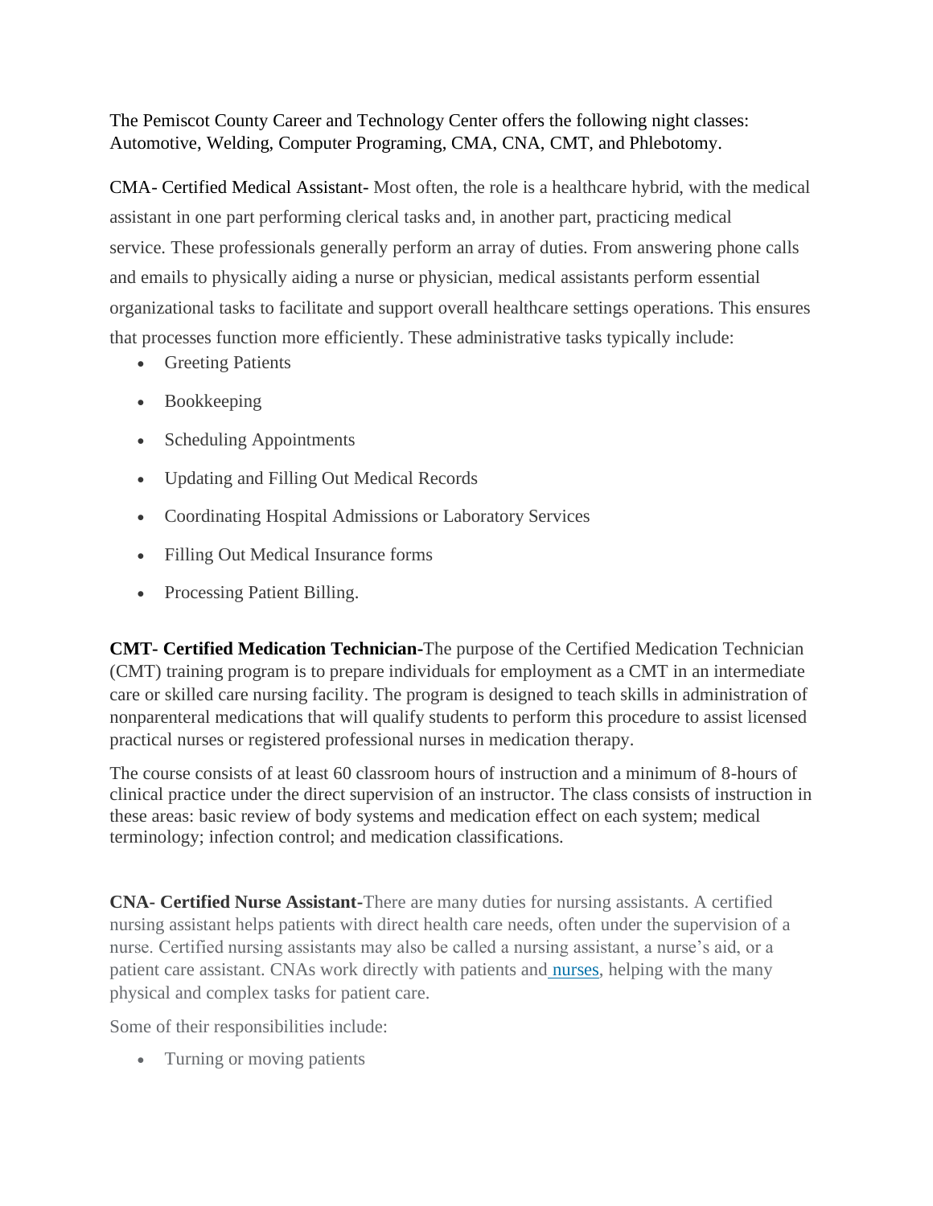The Pemiscot County Career and Technology Center offers the following night classes: Automotive, Welding, Computer Programing, CMA, CNA, CMT, and Phlebotomy.

CMA- Certified Medical Assistant- Most often, the role is a healthcare hybrid, with the medical assistant in one part performing clerical tasks and, in another part, practicing medical service. These professionals generally perform an array of duties. From answering phone calls and emails to physically aiding a nurse or physician, medical assistants perform essential organizational tasks to facilitate and support overall healthcare settings operations. This ensures that processes function more efficiently. These administrative tasks typically include:

- Greeting Patients
- Bookkeeping
- Scheduling Appointments
- Updating and Filling Out Medical Records
- Coordinating Hospital Admissions or Laboratory Services
- Filling Out Medical Insurance forms
- Processing Patient Billing.

**CMT- Certified Medication Technician-**The purpose of the Certified Medication Technician (CMT) training program is to prepare individuals for employment as a CMT in an intermediate care or skilled care nursing facility. The program is designed to teach skills in administration of nonparenteral medications that will qualify students to perform this procedure to assist licensed practical nurses or registered professional nurses in medication therapy.

The course consists of at least 60 classroom hours of instruction and a minimum of 8-hours of clinical practice under the direct supervision of an instructor. The class consists of instruction in these areas: basic review of body systems and medication effect on each system; medical terminology; infection control; and medication classifications.

**CNA- Certified Nurse Assistant-**There are many duties for nursing assistants. A certified nursing assistant helps patients with direct health care needs, often under the supervision of a nurse. Certified nursing assistants may also be called a nursing assistant, a nurse's aid, or a patient care assistant. CNAs work directly with patients and nurses, helping with the many physical and complex tasks for patient care.

Some of their responsibilities include:

- Turning or moving patients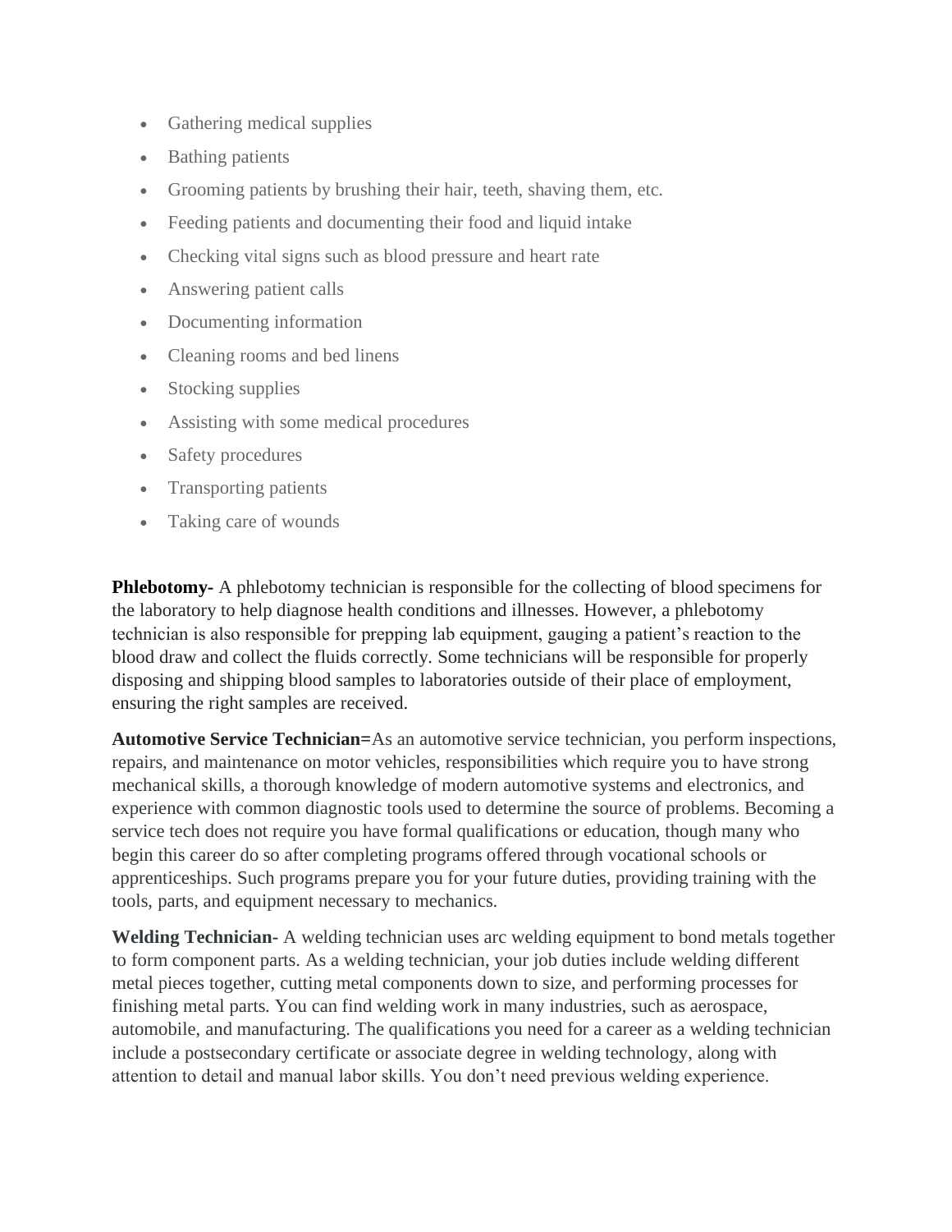- Gathering medical supplies
- Bathing patients
- Grooming patients by brushing their hair, teeth, shaving them, etc.
- Feeding patients and documenting their food and liquid intake
- Checking vital signs such as blood pressure and heart rate
- Answering patient calls
- Documenting information
- Cleaning rooms and bed linens
- Stocking supplies
- Assisting with some medical procedures
- Safety procedures
- Transporting patients
- Taking care of wounds

**Phlebotomy-** A phlebotomy technician is responsible for the collecting of blood specimens for the laboratory to help diagnose health conditions and illnesses. However, a phlebotomy technician is also responsible for prepping lab equipment, gauging a patient's reaction to the blood draw and collect the fluids correctly. Some technicians will be responsible for properly disposing and shipping blood samples to laboratories outside of their place of employment, ensuring the right samples are received.

**Automotive Service Technician=**As an automotive service technician, you perform inspections, repairs, and maintenance on motor vehicles, responsibilities which require you to have strong mechanical skills, a thorough knowledge of modern automotive systems and electronics, and experience with common diagnostic tools used to determine the source of problems. Becoming a service tech does not require you have formal qualifications or education, though many who begin this career do so after completing programs offered through vocational schools or apprenticeships. Such programs prepare you for your future duties, providing training with the tools, parts, and equipment necessary to mechanics.

**Welding Technician-** A welding technician uses arc welding equipment to bond metals together to form component parts. As a welding technician, your job duties include welding different metal pieces together, cutting metal components down to size, and performing processes for finishing metal parts. You can find welding work in many industries, such as aerospace, automobile, and manufacturing. The qualifications you need for a career as a welding technician include a postsecondary certificate or associate degree in welding technology, along with attention to detail and manual labor skills. You don't need previous welding experience.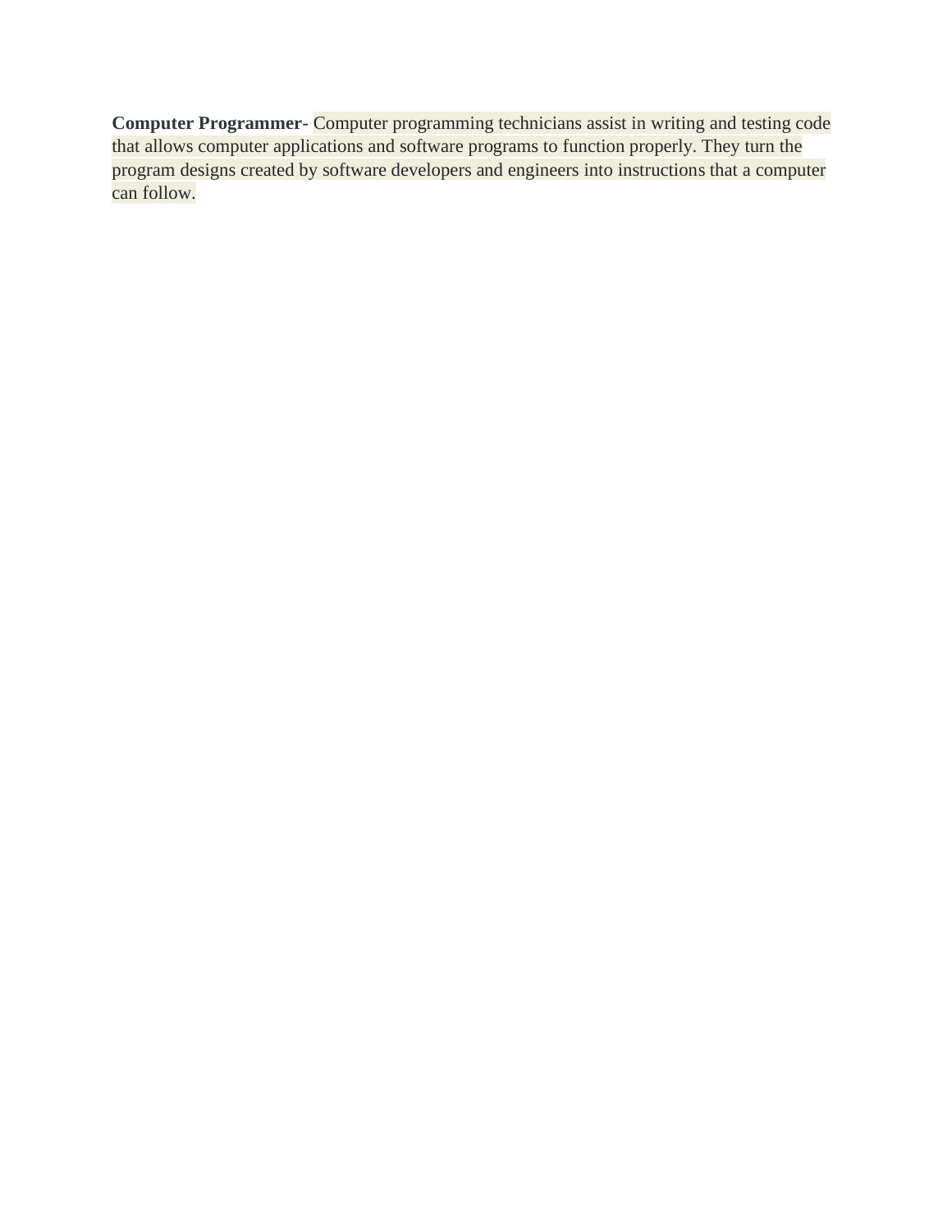**Computer Programmer-** Computer programming technicians assist in writing and testing code that allows computer applications and software programs to function properly. They turn the program designs created by software developers and engineers into instructions that a computer can follow.